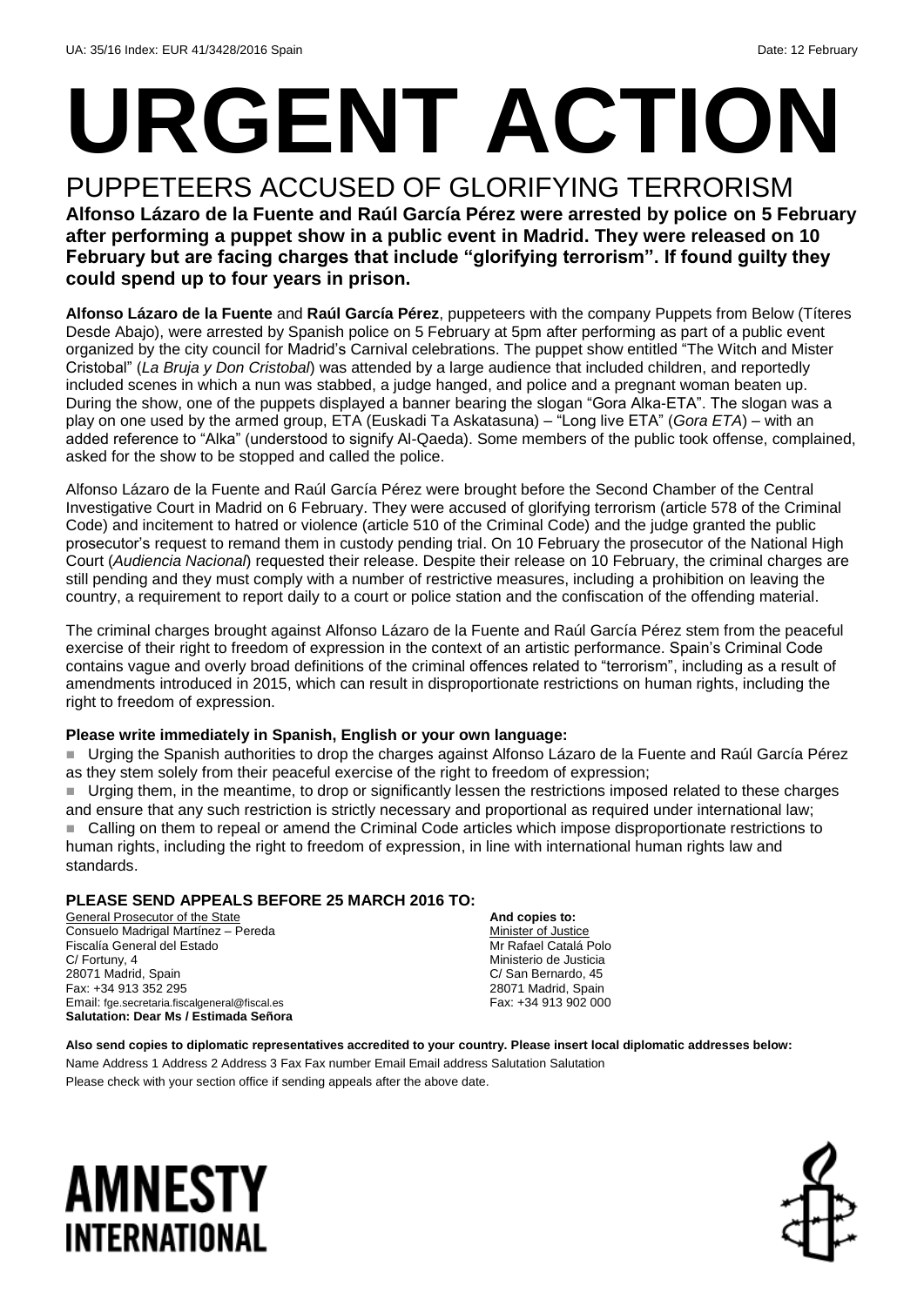UA: 35/16 Index: EUR 41/3428/2016 Spain Date: 12 February

# URGENT ACTION

## PUPPETEERS ACCUSED OF GLORIFYING TERRORISM

**Alfonso Lázaro de la Fuente and Raúl García Pérez were arrested by police on 5 February after performing a puppet show in a public event in Madrid. They were released on 10 February but are facing charges that include "glorifying terrorism". If found guilty they could spend up to four years in prison.**

**Alfonso Lázaro de la Fuente** and **Raúl García Pérez**, puppeteers with the company Puppets from Below (Títeres Desde Abajo), were arrested by Spanish police on 5 February at 5pm after performing as part of a public event organized by the city council for Madrid's Carnival celebrations. The puppet show entitled "The Witch and Mister Cristobal" (*La Bruja y Don Cristobal*) was attended by a large audience that included children, and reportedly included scenes in which a nun was stabbed, a judge hanged, and police and a pregnant woman beaten up. During the show, one of the puppets displayed a banner bearing the slogan "Gora Alka-ETA". The slogan was a play on one used by the armed group, ETA (Euskadi Ta Askatasuna) – "Long live ETA" (*Gora ETA*) – with an added reference to "Alka" (understood to signify Al-Qaeda). Some members of the public took offense, complained, asked for the show to be stopped and called the police.

Alfonso Lázaro de la Fuente and Raúl García Pérez were brought before the Second Chamber of the Central Investigative Court in Madrid on 6 February. They were accused of glorifying terrorism (article 578 of the Criminal Code) and incitement to hatred or violence (article 510 of the Criminal Code) and the judge granted the public prosecutor's request to remand them in custody pending trial. On 10 February the prosecutor of the National High Court (*Audiencia Nacional*) requested their release. Despite their release on 10 February, the criminal charges are still pending and they must comply with a number of restrictive measures, including a prohibition on leaving the country, a requirement to report daily to a court or police station and the confiscation of the offending material.

The criminal charges brought against Alfonso Lázaro de la Fuente and Raúl García Pérez stem from the peaceful exercise of their right to freedom of expression in the context of an artistic performance. Spain's Criminal Code contains vague and overly broad definitions of the criminal offences related to "terrorism", including as a result of amendments introduced in 2015, which can result in disproportionate restrictions on human rights, including the right to freedom of expression.

**Please write immediately in Spanish, English or your own language:**

- Urging the Spanish authorities to drop the charges against Alfonso Lázaro de la Fuente and Raúl García Pérez as they stem solely from their peaceful exercise of the right to freedom of expression;
- Urging them, in the meantime, to drop or significantly lessen the restrictions imposed related to these charges and ensure that any such restriction is strictly necessary and proportional as required under international law;
- Calling on them to repeal or amend the Criminal Code articles which impose disproportionate restrictions to human rights, including the right to freedom of expression, in line with international human rights law and standards.

**PLEASE SEND APPEALS BEFORE 25 MARCH 2016 TO:**

General Prosecutor of the State
Consuelo Madrigal Martínez – Pereda
Fiscalía General del Estado
C/ Fortuny, 4
28071 Madrid, Spain
Fax: +34 913 352 295
Email: fge.secretaria.fiscalgeneral@fiscal.es
**Salutation: Dear Ms / Estimada Señora**

**And copies to:**
Minister of Justice
Mr Rafael Catalá Polo
Ministerio de Justicia
C/ San Bernardo, 45
28071 Madrid, Spain
Fax: +34 913 902 000

**Also send copies to diplomatic representatives accredited to your country. Please insert local diplomatic addresses below:**

Name Address 1 Address 2 Address 3 Fax Fax number Email Email address Salutation Salutation

Please check with your section office if sending appeals after the above date.

AMNESTY INTERNATIONAL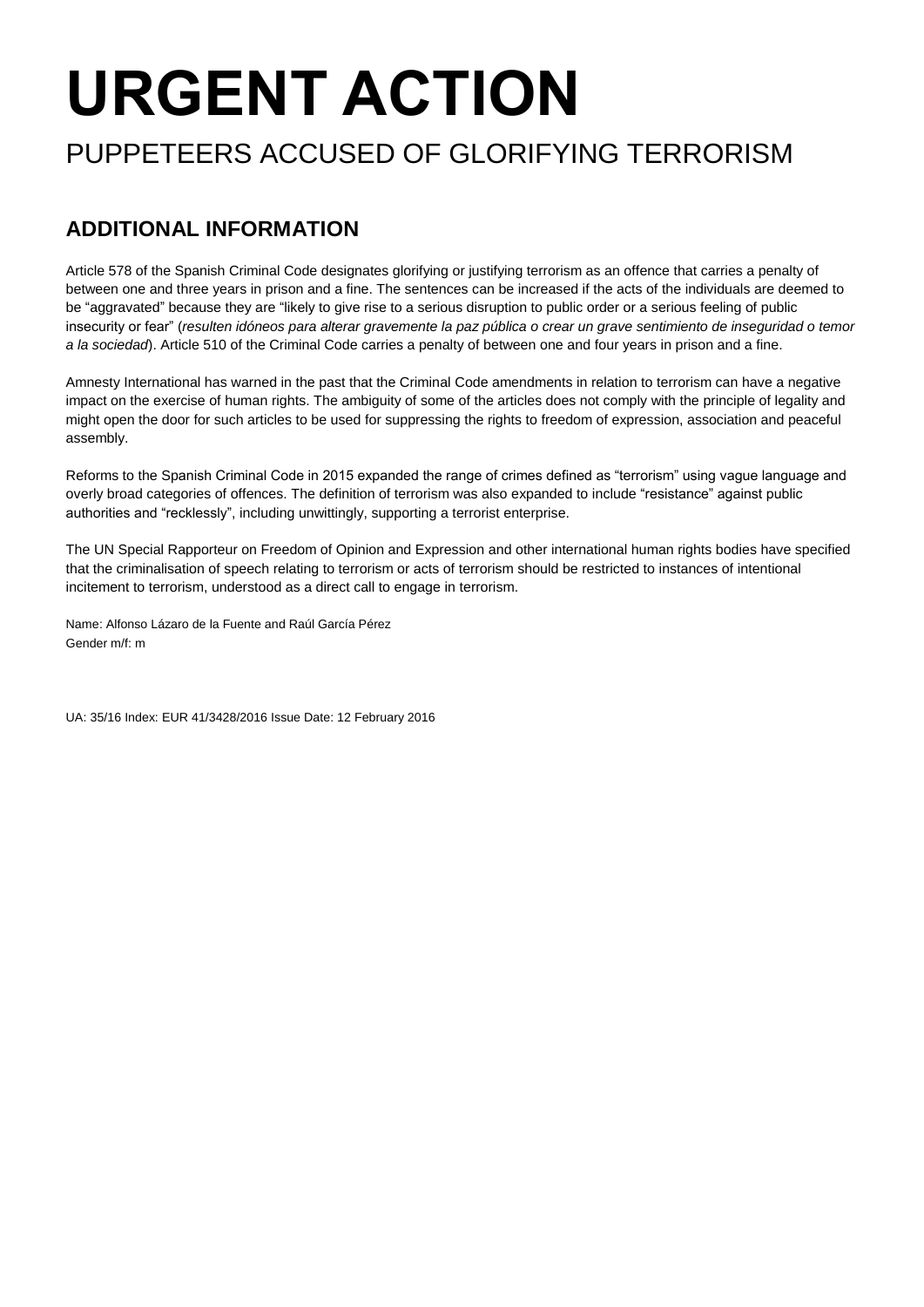// URGENT ACTION

PUPPETEERS ACCUSED OF GLORIFYING TERRORISM

## ADDITIONAL INFORMATION

Article 578 of the Spanish Criminal Code designates glorifying or justifying terrorism as an offence that carries a penalty of between one and three years in prison and a fine. The sentences can be increased if the acts of the individuals are deemed to be "aggravated" because they are "likely to give rise to a serious disruption to public order or a serious feeling of public insecurity or fear" (*resulten idóneos para alterar gravemente la paz pública o crear un grave sentimiento de inseguridad o temor a la sociedad*). Article 510 of the Criminal Code carries a penalty of between one and four years in prison and a fine.

Amnesty International has warned in the past that the Criminal Code amendments in relation to terrorism can have a negative impact on the exercise of human rights. The ambiguity of some of the articles does not comply with the principle of legality and might open the door for such articles to be used for suppressing the rights to freedom of expression, association and peaceful assembly.

Reforms to the Spanish Criminal Code in 2015 expanded the range of crimes defined as "terrorism" using vague language and overly broad categories of offences. The definition of terrorism was also expanded to include "resistance" against public authorities and "recklessly", including unwittingly, supporting a terrorist enterprise.

The UN Special Rapporteur on Freedom of Opinion and Expression and other international human rights bodies have specified that the criminalisation of speech relating to terrorism or acts of terrorism should be restricted to instances of intentional incitement to terrorism, understood as a direct call to engage in terrorism.

Name: Alfonso Lázaro de la Fuente and Raúl García Pérez
Gender m/f: m

UA: 35/16 Index: EUR 41/3428/2016 Issue Date: 12 February 2016